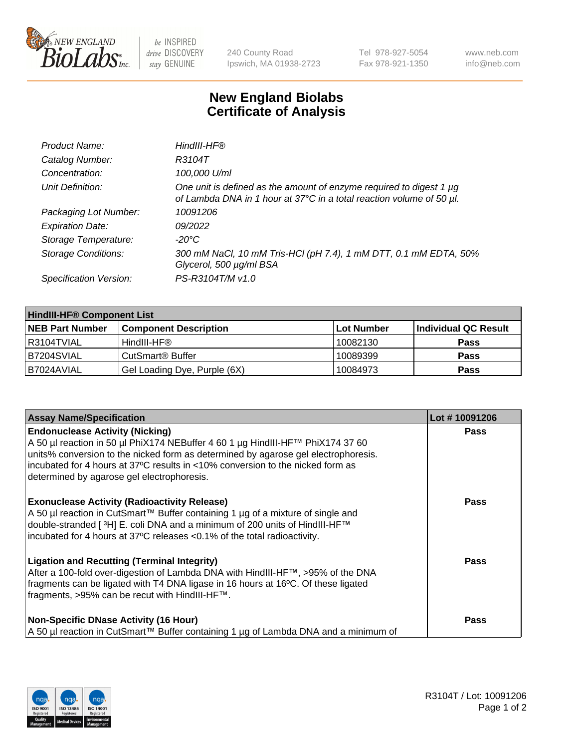# New England Biolabs Certificate of Analysis

| | |
|---|---|
| *Product Name:* | *HindIII-HF®* |
| *Catalog Number:* | *R3104T* |
| *Concentration:* | *100,000 U/ml* |
| *Unit Definition:* | *One unit is defined as the amount of enzyme required to digest 1 µg of Lambda DNA in 1 hour at 37°C in a total reaction volume of 50 µl.* |
| *Packaging Lot Number:* | *10091206* |
| *Expiration Date:* | *09/2022* |
| *Storage Temperature:* | *-20°C* |
| *Storage Conditions:* | *300 mM NaCl, 10 mM Tris-HCl (pH 7.4), 1 mM DTT, 0.1 mM EDTA, 50% Glycerol, 500 µg/ml BSA* |
| *Specification Version:* | *PS-R3104T/M v1.0* |

| **HindIII-HF® Component List** | | | |
|---|---|---|---|
| **NEB Part Number** | **Component Description** | **Lot Number** | **Individual QC Result** |
| R3104TVIAL | HindIII-HF® | 10082130 | **Pass** |
| B7204SVIAL | CutSmart® Buffer | 10089399 | **Pass** |
| B7024AVIAL | Gel Loading Dye, Purple (6X) | 10084973 | **Pass** |

| **Assay Name/Specification** | **Lot # 10091206** |
|---|---|
| **Endonuclease Activity (Nicking)**<br>A 50 µl reaction in 50 µl PhiX174 NEBuffer 4 60 1 µg HindIII-HF™ PhiX174 37 60 units% conversion to the nicked form as determined by agarose gel electrophoresis. incubated for 4 hours at 37ºC results in <10% conversion to the nicked form as determined by agarose gel electrophoresis. | **Pass** |
| **Exonuclease Activity (Radioactivity Release)**<br>A 50 µl reaction in CutSmart™ Buffer containing 1 µg of a mixture of single and double-stranded [ ³H] E. coli DNA and a minimum of 200 units of HindIII-HF™ incubated for 4 hours at 37ºC releases <0.1% of the total radioactivity. | **Pass** |
| **Ligation and Recutting (Terminal Integrity)**<br>After a 100-fold over-digestion of Lambda DNA with HindIII-HF™, >95% of the DNA fragments can be ligated with T4 DNA ligase in 16 hours at 16ºC. Of these ligated fragments, >95% can be recut with HindIII-HF™. | **Pass** |
| **Non-Specific DNase Activity (16 Hour)**<br>A 50 µl reaction in CutSmart™ Buffer containing 1 µg of Lambda DNA and a minimum of | **Pass** |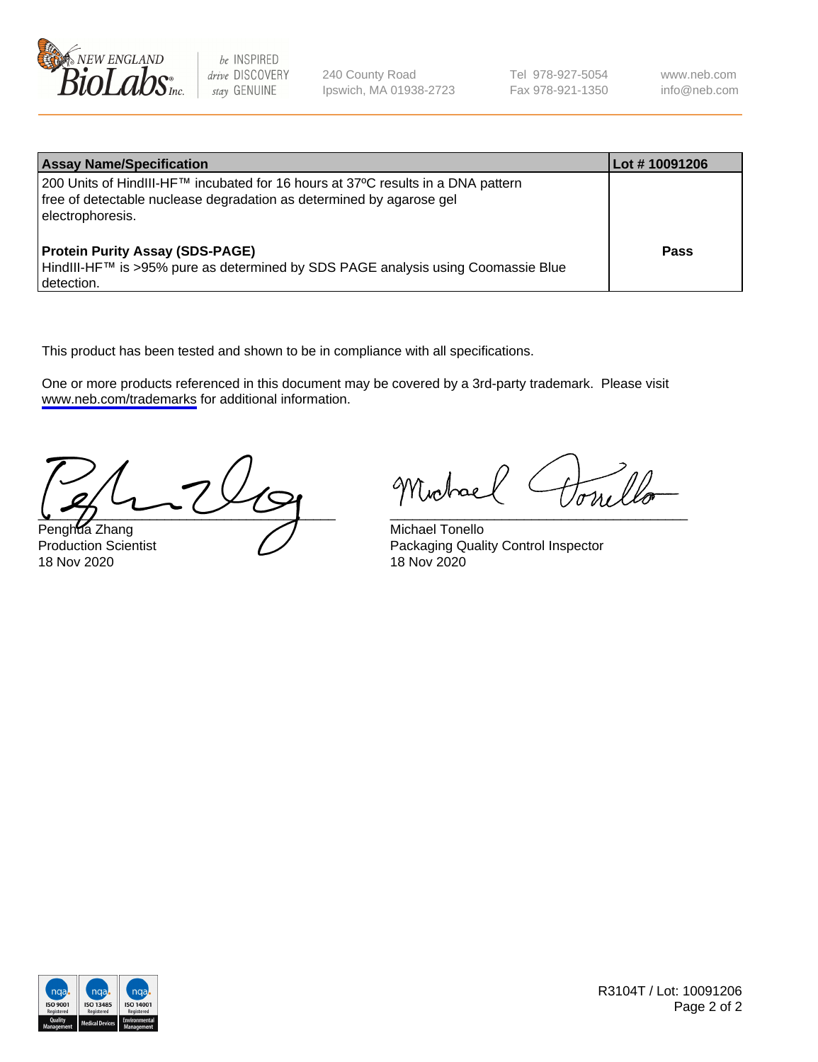| Assay Name/Specification | Lot # 10091206 |
|---|---|
| 200 Units of HindIII-HF™ incubated for 16 hours at 37ºC results in a DNA pattern free of detectable nuclease degradation as determined by agarose gel electrophoresis. | |
| **Protein Purity Assay (SDS-PAGE)**<br>HindIII-HF™ is >95% pure as determined by SDS PAGE analysis using Coomassie Blue detection. | **Pass** |

This product has been tested and shown to be in compliance with all specifications.

One or more products referenced in this document may be covered by a 3rd-party trademark. Please visit www.neb.com/trademarks for additional information.

Penghua Zhang
Production Scientist
18 Nov 2020

Michael Tonello
Packaging Quality Control Inspector
18 Nov 2020

R3104T / Lot: 10091206